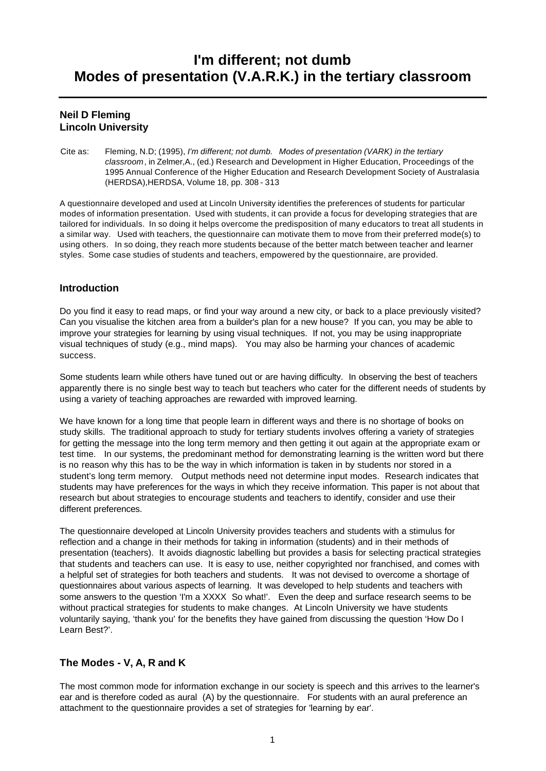# I'm different; not dumb
# Modes of presentation (V.A.R.K.) in the tertiary classroom

**Neil D Fleming**
**Lincoln University**

Cite as: Fleming, N.D; (1995), *I'm different; not dumb. Modes of presentation (VARK) in the tertiary classroom*, in Zelmer,A., (ed.) Research and Development in Higher Education, Proceedings of the 1995 Annual Conference of the Higher Education and Research Development Society of Australasia (HERDSA),HERDSA, Volume 18, pp. 308 - 313

A questionnaire developed and used at Lincoln University identifies the preferences of students for particular modes of information presentation. Used with students, it can provide a focus for developing strategies that are tailored for individuals. In so doing it helps overcome the predisposition of many educators to treat all students in a similar way. Used with teachers, the questionnaire can motivate them to move from their preferred mode(s) to using others. In so doing, they reach more students because of the better match between teacher and learner styles. Some case studies of students and teachers, empowered by the questionnaire, are provided.

## Introduction

Do you find it easy to read maps, or find your way around a new city, or back to a place previously visited? Can you visualise the kitchen area from a builder's plan for a new house? If you can, you may be able to improve your strategies for learning by using visual techniques. If not, you may be using inappropriate visual techniques of study (e.g., mind maps). You may also be harming your chances of academic success.

Some students learn while others have tuned out or are having difficulty. In observing the best of teachers apparently there is no single best way to teach but teachers who cater for the different needs of students by using a variety of teaching approaches are rewarded with improved learning.

We have known for a long time that people learn in different ways and there is no shortage of books on study skills. The traditional approach to study for tertiary students involves offering a variety of strategies for getting the message into the long term memory and then getting it out again at the appropriate exam or test time. In our systems, the predominant method for demonstrating learning is the written word but there is no reason why this has to be the way in which information is taken in by students nor stored in a student's long term memory. Output methods need not determine input modes. Research indicates that students may have preferences for the ways in which they receive information. This paper is not about that research but about strategies to encourage students and teachers to identify, consider and use their different preferences.

The questionnaire developed at Lincoln University provides teachers and students with a stimulus for reflection and a change in their methods for taking in information (students) and in their methods of presentation (teachers). It avoids diagnostic labelling but provides a basis for selecting practical strategies that students and teachers can use. It is easy to use, neither copyrighted nor franchised, and comes with a helpful set of strategies for both teachers and students. It was not devised to overcome a shortage of questionnaires about various aspects of learning. It was developed to help students and teachers with some answers to the question 'I'm a XXXX So what!'. Even the deep and surface research seems to be without practical strategies for students to make changes. At Lincoln University we have students voluntarily saying, 'thank you' for the benefits they have gained from discussing the question 'How Do I Learn Best?'.

## The Modes - V, A, R and K

The most common mode for information exchange in our society is speech and this arrives to the learner's ear and is therefore coded as aural (A) by the questionnaire. For students with an aural preference an attachment to the questionnaire provides a set of strategies for 'learning by ear'.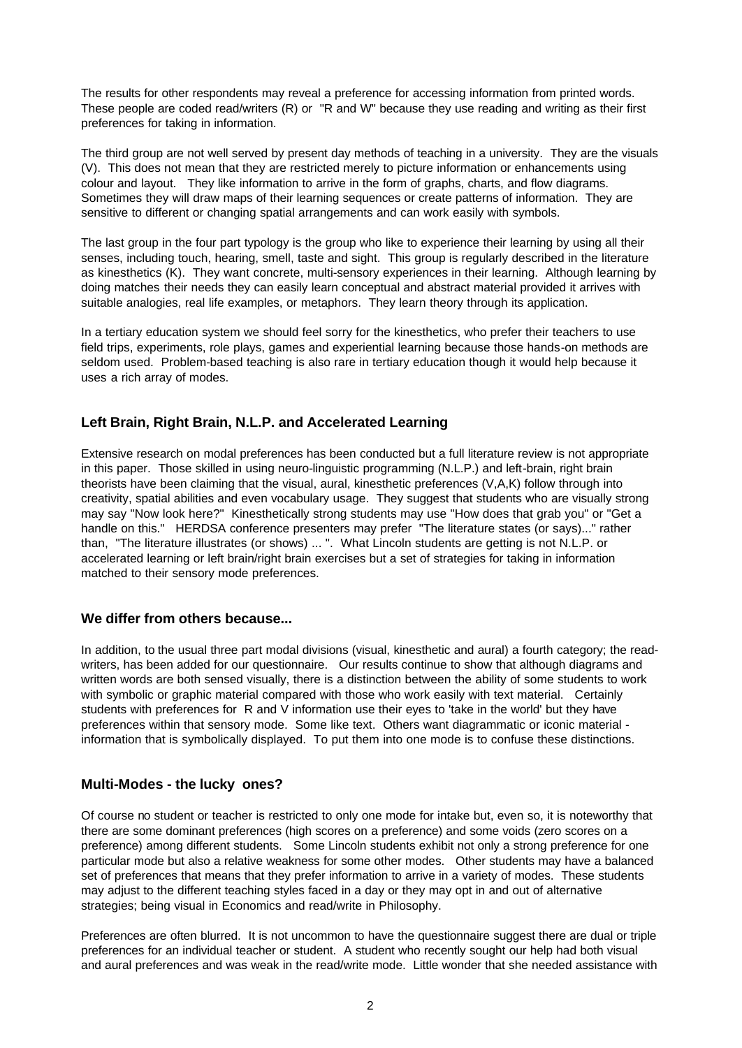The results for other respondents may reveal a preference for accessing information from printed words. These people are coded read/writers (R) or "R and W" because they use reading and writing as their first preferences for taking in information.

The third group are not well served by present day methods of teaching in a university. They are the visuals (V). This does not mean that they are restricted merely to picture information or enhancements using colour and layout. They like information to arrive in the form of graphs, charts, and flow diagrams. Sometimes they will draw maps of their learning sequences or create patterns of information. They are sensitive to different or changing spatial arrangements and can work easily with symbols.

The last group in the four part typology is the group who like to experience their learning by using all their senses, including touch, hearing, smell, taste and sight. This group is regularly described in the literature as kinesthetics (K). They want concrete, multi-sensory experiences in their learning. Although learning by doing matches their needs they can easily learn conceptual and abstract material provided it arrives with suitable analogies, real life examples, or metaphors. They learn theory through its application.

In a tertiary education system we should feel sorry for the kinesthetics, who prefer their teachers to use field trips, experiments, role plays, games and experiential learning because those hands-on methods are seldom used. Problem-based teaching is also rare in tertiary education though it would help because it uses a rich array of modes.

## Left Brain, Right Brain, N.L.P. and Accelerated Learning

Extensive research on modal preferences has been conducted but a full literature review is not appropriate in this paper. Those skilled in using neuro-linguistic programming (N.L.P.) and left-brain, right brain theorists have been claiming that the visual, aural, kinesthetic preferences (V,A,K) follow through into creativity, spatial abilities and even vocabulary usage. They suggest that students who are visually strong may say "Now look here?" Kinesthetically strong students may use "How does that grab you" or "Get a handle on this." HERDSA conference presenters may prefer "The literature states (or says)..." rather than, "The literature illustrates (or shows) ... ". What Lincoln students are getting is not N.L.P. or accelerated learning or left brain/right brain exercises but a set of strategies for taking in information matched to their sensory mode preferences.

## We differ from others because...

In addition, to the usual three part modal divisions (visual, kinesthetic and aural) a fourth category; the read-writers, has been added for our questionnaire. Our results continue to show that although diagrams and written words are both sensed visually, there is a distinction between the ability of some students to work with symbolic or graphic material compared with those who work easily with text material. Certainly students with preferences for R and V information use their eyes to 'take in the world' but they have preferences within that sensory mode. Some like text. Others want diagrammatic or iconic material - information that is symbolically displayed. To put them into one mode is to confuse these distinctions.

## Multi-Modes - the lucky ones?

Of course no student or teacher is restricted to only one mode for intake but, even so, it is noteworthy that there are some dominant preferences (high scores on a preference) and some voids (zero scores on a preference) among different students. Some Lincoln students exhibit not only a strong preference for one particular mode but also a relative weakness for some other modes. Other students may have a balanced set of preferences that means that they prefer information to arrive in a variety of modes. These students may adjust to the different teaching styles faced in a day or they may opt in and out of alternative strategies; being visual in Economics and read/write in Philosophy.

Preferences are often blurred. It is not uncommon to have the questionnaire suggest there are dual or triple preferences for an individual teacher or student. A student who recently sought our help had both visual and aural preferences and was weak in the read/write mode. Little wonder that she needed assistance with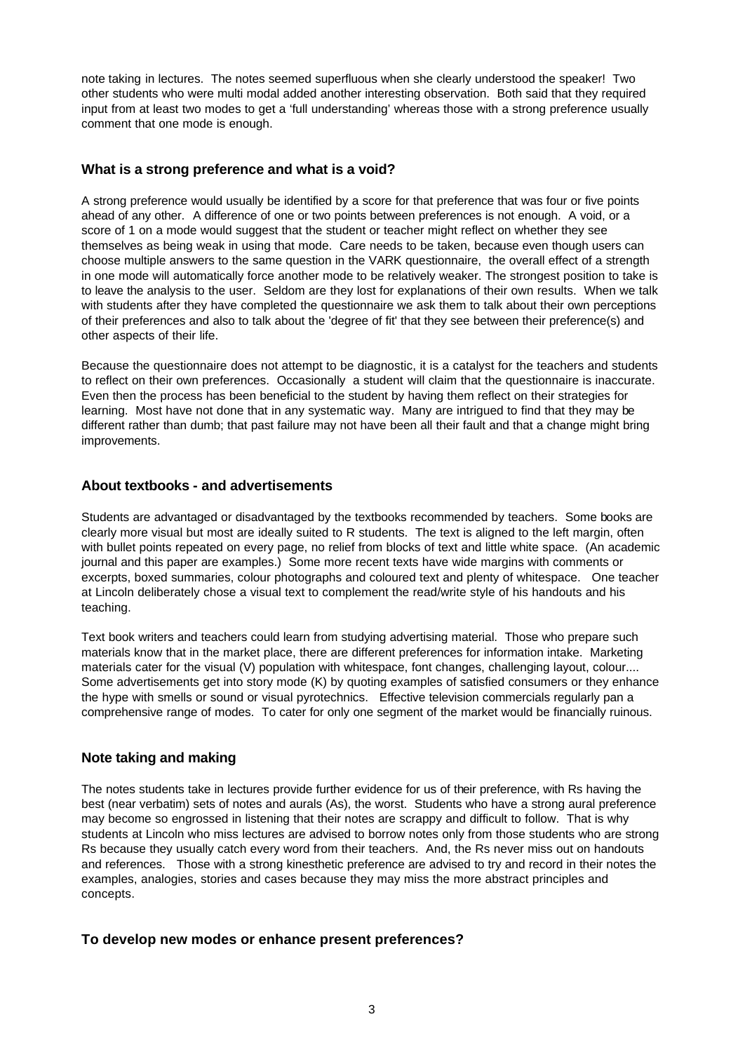note taking in lectures. The notes seemed superfluous when she clearly understood the speaker! Two other students who were multi modal added another interesting observation. Both said that they required input from at least two modes to get a 'full understanding' whereas those with a strong preference usually comment that one mode is enough.

## What is a strong preference and what is a void?

A strong preference would usually be identified by a score for that preference that was four or five points ahead of any other. A difference of one or two points between preferences is not enough. A void, or a score of 1 on a mode would suggest that the student or teacher might reflect on whether they see themselves as being weak in using that mode. Care needs to be taken, because even though users can choose multiple answers to the same question in the VARK questionnaire, the overall effect of a strength in one mode will automatically force another mode to be relatively weaker. The strongest position to take is to leave the analysis to the user. Seldom are they lost for explanations of their own results. When we talk with students after they have completed the questionnaire we ask them to talk about their own perceptions of their preferences and also to talk about the 'degree of fit' that they see between their preference(s) and other aspects of their life.

Because the questionnaire does not attempt to be diagnostic, it is a catalyst for the teachers and students to reflect on their own preferences. Occasionally a student will claim that the questionnaire is inaccurate. Even then the process has been beneficial to the student by having them reflect on their strategies for learning. Most have not done that in any systematic way. Many are intrigued to find that they may be different rather than dumb; that past failure may not have been all their fault and that a change might bring improvements.

## About textbooks - and advertisements

Students are advantaged or disadvantaged by the textbooks recommended by teachers. Some books are clearly more visual but most are ideally suited to R students. The text is aligned to the left margin, often with bullet points repeated on every page, no relief from blocks of text and little white space. (An academic journal and this paper are examples.) Some more recent texts have wide margins with comments or excerpts, boxed summaries, colour photographs and coloured text and plenty of whitespace. One teacher at Lincoln deliberately chose a visual text to complement the read/write style of his handouts and his teaching.

Text book writers and teachers could learn from studying advertising material. Those who prepare such materials know that in the market place, there are different preferences for information intake. Marketing materials cater for the visual (V) population with whitespace, font changes, challenging layout, colour.... Some advertisements get into story mode (K) by quoting examples of satisfied consumers or they enhance the hype with smells or sound or visual pyrotechnics. Effective television commercials regularly pan a comprehensive range of modes. To cater for only one segment of the market would be financially ruinous.

## Note taking and making

The notes students take in lectures provide further evidence for us of their preference, with Rs having the best (near verbatim) sets of notes and aurals (As), the worst. Students who have a strong aural preference may become so engrossed in listening that their notes are scrappy and difficult to follow. That is why students at Lincoln who miss lectures are advised to borrow notes only from those students who are strong Rs because they usually catch every word from their teachers. And, the Rs never miss out on handouts and references. Those with a strong kinesthetic preference are advised to try and record in their notes the examples, analogies, stories and cases because they may miss the more abstract principles and concepts.

## To develop new modes or enhance present preferences?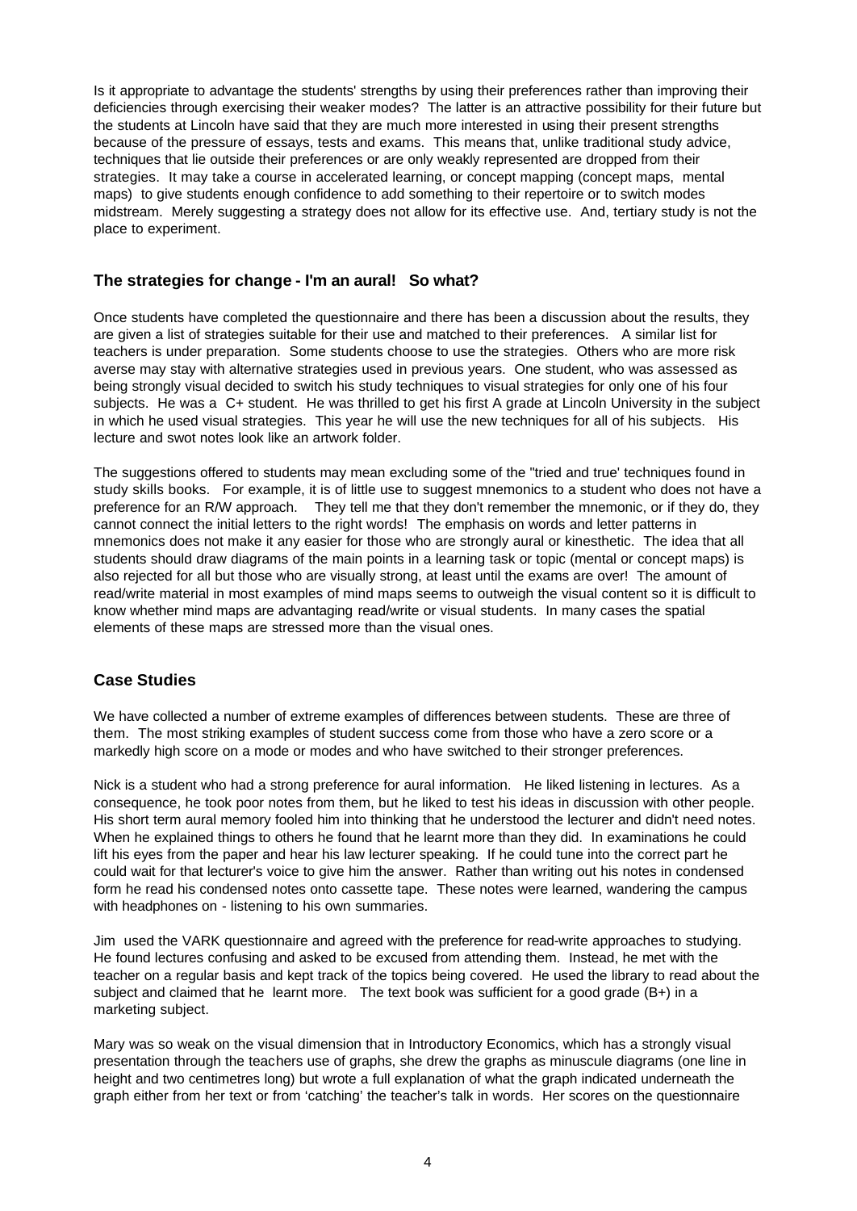Is it appropriate to advantage the students' strengths by using their preferences rather than improving their deficiencies through exercising their weaker modes? The latter is an attractive possibility for their future but the students at Lincoln have said that they are much more interested in using their present strengths because of the pressure of essays, tests and exams. This means that, unlike traditional study advice, techniques that lie outside their preferences or are only weakly represented are dropped from their strategies. It may take a course in accelerated learning, or concept mapping (concept maps, mental maps) to give students enough confidence to add something to their repertoire or to switch modes midstream. Merely suggesting a strategy does not allow for its effective use. And, tertiary study is not the place to experiment.

## The strategies for change - I'm an aural! So what?

Once students have completed the questionnaire and there has been a discussion about the results, they are given a list of strategies suitable for their use and matched to their preferences. A similar list for teachers is under preparation. Some students choose to use the strategies. Others who are more risk averse may stay with alternative strategies used in previous years. One student, who was assessed as being strongly visual decided to switch his study techniques to visual strategies for only one of his four subjects. He was a C+ student. He was thrilled to get his first A grade at Lincoln University in the subject in which he used visual strategies. This year he will use the new techniques for all of his subjects. His lecture and swot notes look like an artwork folder.

The suggestions offered to students may mean excluding some of the "tried and true' techniques found in study skills books. For example, it is of little use to suggest mnemonics to a student who does not have a preference for an R/W approach. They tell me that they don't remember the mnemonic, or if they do, they cannot connect the initial letters to the right words! The emphasis on words and letter patterns in mnemonics does not make it any easier for those who are strongly aural or kinesthetic. The idea that all students should draw diagrams of the main points in a learning task or topic (mental or concept maps) is also rejected for all but those who are visually strong, at least until the exams are over! The amount of read/write material in most examples of mind maps seems to outweigh the visual content so it is difficult to know whether mind maps are advantaging read/write or visual students. In many cases the spatial elements of these maps are stressed more than the visual ones.

## Case Studies

We have collected a number of extreme examples of differences between students. These are three of them. The most striking examples of student success come from those who have a zero score or a markedly high score on a mode or modes and who have switched to their stronger preferences.

Nick is a student who had a strong preference for aural information. He liked listening in lectures. As a consequence, he took poor notes from them, but he liked to test his ideas in discussion with other people. His short term aural memory fooled him into thinking that he understood the lecturer and didn't need notes. When he explained things to others he found that he learnt more than they did. In examinations he could lift his eyes from the paper and hear his law lecturer speaking. If he could tune into the correct part he could wait for that lecturer's voice to give him the answer. Rather than writing out his notes in condensed form he read his condensed notes onto cassette tape. These notes were learned, wandering the campus with headphones on - listening to his own summaries.

Jim used the VARK questionnaire and agreed with the preference for read-write approaches to studying. He found lectures confusing and asked to be excused from attending them. Instead, he met with the teacher on a regular basis and kept track of the topics being covered. He used the library to read about the subject and claimed that he learnt more. The text book was sufficient for a good grade (B+) in a marketing subject.

Mary was so weak on the visual dimension that in Introductory Economics, which has a strongly visual presentation through the teachers use of graphs, she drew the graphs as minuscule diagrams (one line in height and two centimetres long) but wrote a full explanation of what the graph indicated underneath the graph either from her text or from 'catching' the teacher's talk in words. Her scores on the questionnaire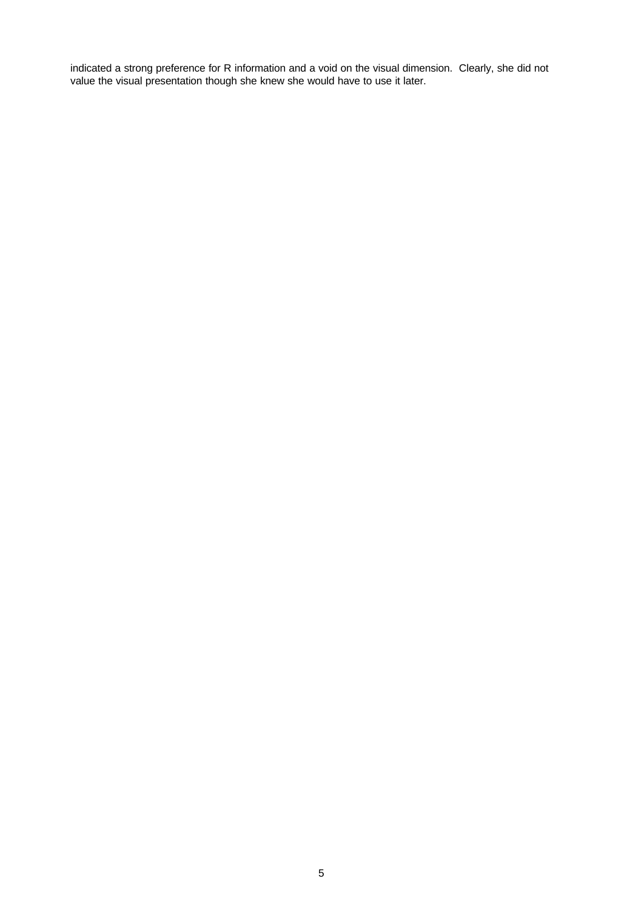indicated a strong preference for R information and a void on the visual dimension. Clearly, she did not value the visual presentation though she knew she would have to use it later.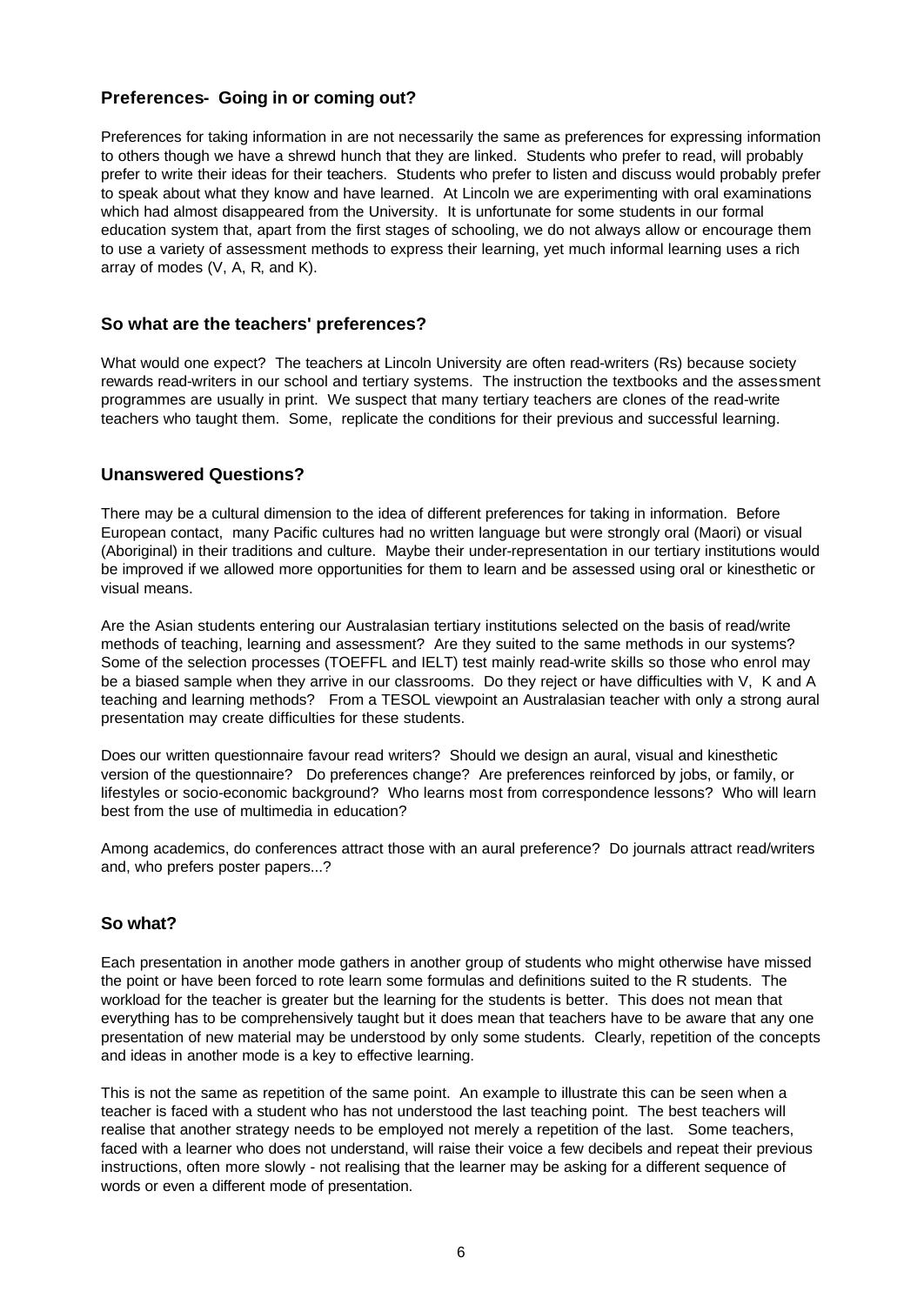## Preferences- Going in or coming out?

Preferences for taking information in are not necessarily the same as preferences for expressing information to others though we have a shrewd hunch that they are linked. Students who prefer to read, will probably prefer to write their ideas for their teachers. Students who prefer to listen and discuss would probably prefer to speak about what they know and have learned. At Lincoln we are experimenting with oral examinations which had almost disappeared from the University. It is unfortunate for some students in our formal education system that, apart from the first stages of schooling, we do not always allow or encourage them to use a variety of assessment methods to express their learning, yet much informal learning uses a rich array of modes (V, A, R, and K).

## So what are the teachers' preferences?

What would one expect? The teachers at Lincoln University are often read-writers (Rs) because society rewards read-writers in our school and tertiary systems. The instruction the textbooks and the assessment programmes are usually in print. We suspect that many tertiary teachers are clones of the read-write teachers who taught them. Some, replicate the conditions for their previous and successful learning.

## Unanswered Questions?

There may be a cultural dimension to the idea of different preferences for taking in information. Before European contact, many Pacific cultures had no written language but were strongly oral (Maori) or visual (Aboriginal) in their traditions and culture. Maybe their under-representation in our tertiary institutions would be improved if we allowed more opportunities for them to learn and be assessed using oral or kinesthetic or visual means.

Are the Asian students entering our Australasian tertiary institutions selected on the basis of read/write methods of teaching, learning and assessment? Are they suited to the same methods in our systems? Some of the selection processes (TOEFFL and IELT) test mainly read-write skills so those who enrol may be a biased sample when they arrive in our classrooms. Do they reject or have difficulties with V, K and A teaching and learning methods? From a TESOL viewpoint an Australasian teacher with only a strong aural presentation may create difficulties for these students.

Does our written questionnaire favour read writers? Should we design an aural, visual and kinesthetic version of the questionnaire? Do preferences change? Are preferences reinforced by jobs, or family, or lifestyles or socio-economic background? Who learns most from correspondence lessons? Who will learn best from the use of multimedia in education?

Among academics, do conferences attract those with an aural preference? Do journals attract read/writers and, who prefers poster papers...?

## So what?

Each presentation in another mode gathers in another group of students who might otherwise have missed the point or have been forced to rote learn some formulas and definitions suited to the R students. The workload for the teacher is greater but the learning for the students is better. This does not mean that everything has to be comprehensively taught but it does mean that teachers have to be aware that any one presentation of new material may be understood by only some students. Clearly, repetition of the concepts and ideas in another mode is a key to effective learning.

This is not the same as repetition of the same point. An example to illustrate this can be seen when a teacher is faced with a student who has not understood the last teaching point. The best teachers will realise that another strategy needs to be employed not merely a repetition of the last. Some teachers, faced with a learner who does not understand, will raise their voice a few decibels and repeat their previous instructions, often more slowly - not realising that the learner may be asking for a different sequence of words or even a different mode of presentation.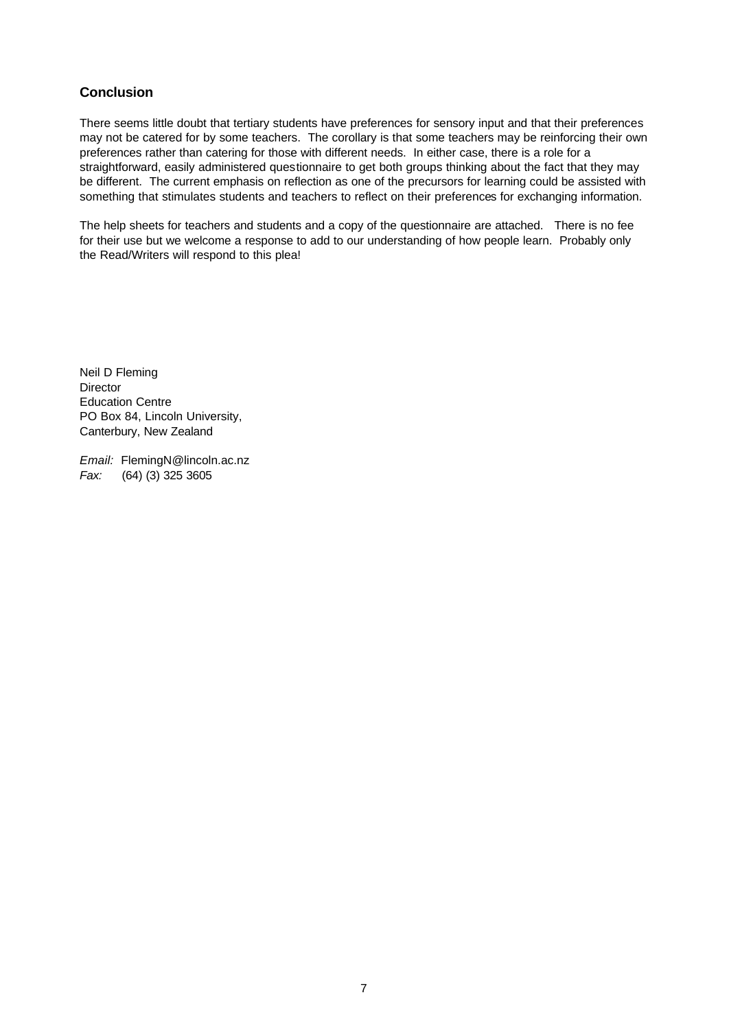## Conclusion

There seems little doubt that tertiary students have preferences for sensory input and that their preferences may not be catered for by some teachers. The corollary is that some teachers may be reinforcing their own preferences rather than catering for those with different needs. In either case, there is a role for a straightforward, easily administered questionnaire to get both groups thinking about the fact that they may be different. The current emphasis on reflection as one of the precursors for learning could be assisted with something that stimulates students and teachers to reflect on their preferences for exchanging information.

The help sheets for teachers and students and a copy of the questionnaire are attached. There is no fee for their use but we welcome a response to add to our understanding of how people learn. Probably only the Read/Writers will respond to this plea!

Neil D Fleming  
Director  
Education Centre  
PO Box 84, Lincoln University,  
Canterbury, New Zealand

*Email:* FlemingN@lincoln.ac.nz  
*Fax:* (64) (3) 325 3605